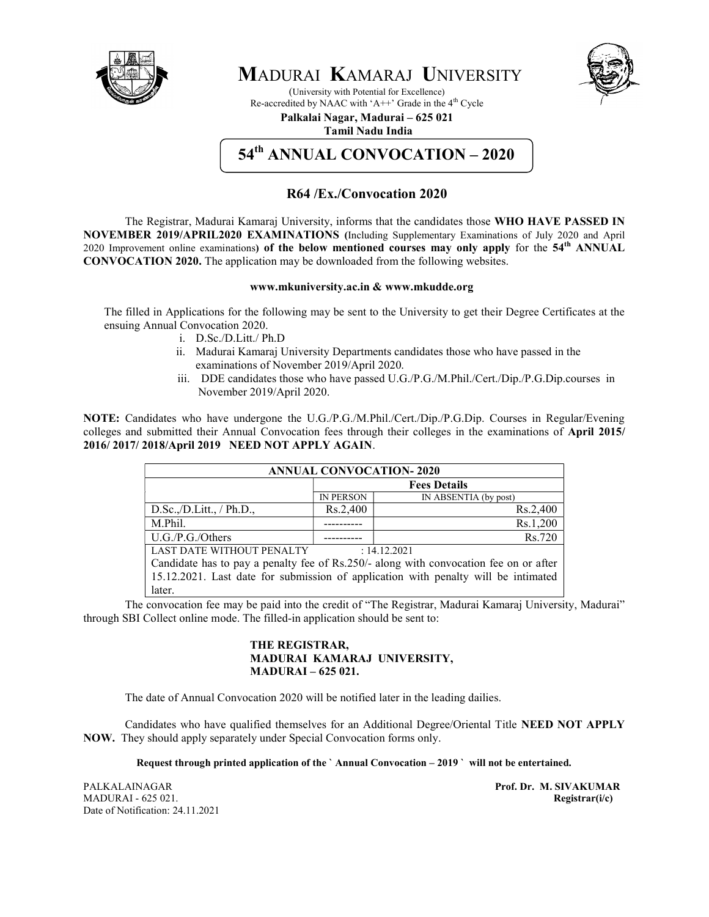# MADURAI KAMARAJ UNIVERSITY

(University with Potential for Excellence)
Re-accredited by NAAC with 'A++' Grade in the 4th Cycle

**Palkalai Nagar, Madurai – 625 021**
**Tamil Nadu India**

## 54th ANNUAL CONVOCATION – 2020

### R64 /Ex./Convocation 2020

The Registrar, Madurai Kamaraj University, informs that the candidates those **WHO HAVE PASSED IN NOVEMBER 2019/APRIL2020 EXAMINATIONS (**Including Supplementary Examinations of July 2020 and April 2020 Improvement online examinations**) of the below mentioned courses may only apply** for the **54th ANNUAL CONVOCATION 2020.** The application may be downloaded from the following websites.

**www.mkuniversity.ac.in & www.mkudde.org**

The filled in Applications for the following may be sent to the University to get their Degree Certificates at the ensuing Annual Convocation 2020.

i. D.Sc./D.Litt./ Ph.D
ii. Madurai Kamaraj University Departments candidates those who have passed in the examinations of November 2019/April 2020.
iii. DDE candidates those who have passed U.G./P.G./M.Phil./Cert./Dip./P.G.Dip.courses in November 2019/April 2020.

**NOTE:** Candidates who have undergone the U.G./P.G./M.Phil./Cert./Dip./P.G.Dip. Courses in Regular/Evening colleges and submitted their Annual Convocation fees through their colleges in the examinations of **April 2015/ 2016/ 2017/ 2018/April 2019 NEED NOT APPLY AGAIN**.

| ANNUAL CONVOCATION- 2020 | | |
|---|---|---|
| | Fees Details | |
| | IN PERSON | IN ABSENTIA (by post) |
| D.Sc.,/D.Litt., / Ph.D., | Rs.2,400 | Rs.2,400 |
| M.Phil. | ---------- | Rs.1,200 |
| U.G./P.G./Others | ---------- | Rs.720 |
| LAST DATE WITHOUT PENALTY : 14.12.2021 | | |
| Candidate has to pay a penalty fee of Rs.250/- along with convocation fee on or after 15.12.2021. Last date for submission of application with penalty will be intimated later. | | |

The convocation fee may be paid into the credit of "The Registrar, Madurai Kamaraj University, Madurai" through SBI Collect online mode. The filled-in application should be sent to:

**THE REGISTRAR,**
**MADURAI KAMARAJ UNIVERSITY,**
**MADURAI – 625 021.**

The date of Annual Convocation 2020 will be notified later in the leading dailies.

Candidates who have qualified themselves for an Additional Degree/Oriental Title **NEED NOT APPLY NOW.** They should apply separately under Special Convocation forms only.

**Request through printed application of the ` Annual Convocation – 2019 ` will not be entertained.**

PALKALAINAGAR
MADURAI - 625 021.
Date of Notification: 24.11.2021

**Prof. Dr. M. SIVAKUMAR**
**Registrar(i/c)**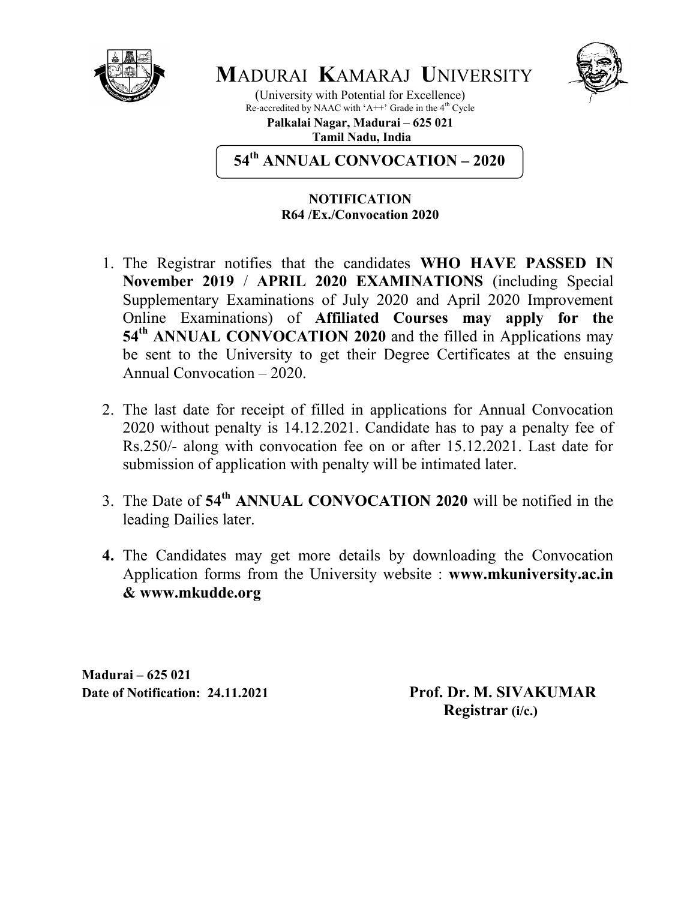# MADURAI KAMARAJ UNIVERSITY

(University with Potential for Excellence)
Re-accredited by NAAC with 'A++' Grade in the 4th Cycle

**Palkalai Nagar, Madurai – 625 021**
**Tamil Nadu, India**

## 54th ANNUAL CONVOCATION – 2020

**NOTIFICATION**
**R64 /Ex./Convocation 2020**

1. The Registrar notifies that the candidates **WHO HAVE PASSED IN November 2019** / **APRIL 2020 EXAMINATIONS** (including Special Supplementary Examinations of July 2020 and April 2020 Improvement Online Examinations) of **Affiliated Courses may apply for the 54th ANNUAL CONVOCATION 2020** and the filled in Applications may be sent to the University to get their Degree Certificates at the ensuing Annual Convocation – 2020.

2. The last date for receipt of filled in applications for Annual Convocation 2020 without penalty is 14.12.2021. Candidate has to pay a penalty fee of Rs.250/- along with convocation fee on or after 15.12.2021. Last date for submission of application with penalty will be intimated later.

3. The Date of **54th ANNUAL CONVOCATION 2020** will be notified in the leading Dailies later.

4. The Candidates may get more details by downloading the Convocation Application forms from the University website : **www.mkuniversity.ac.in & www.mkudde.org**

**Madurai – 625 021**
**Date of Notification: 24.11.2021**

**Prof. Dr. M. SIVAKUMAR**
**Registrar (i/c.)**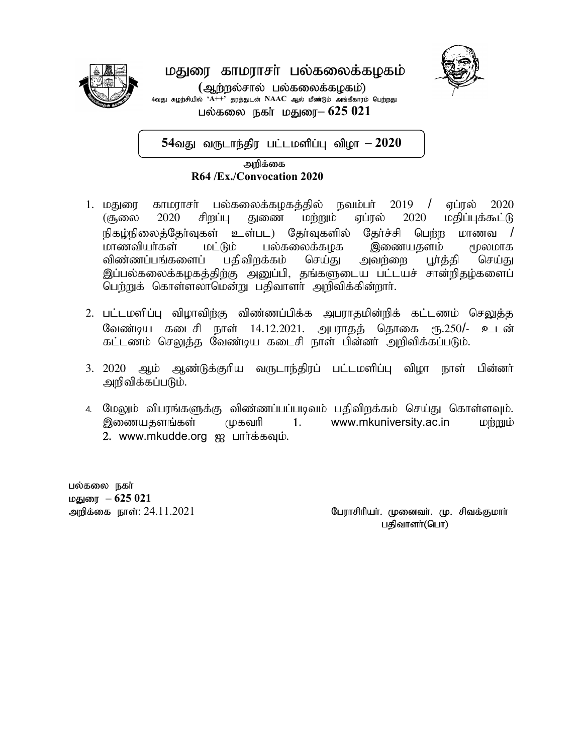# மதுரை காமராசர் பல்கலைக்கழகம்

**(ஆற்றல்சால் பல்கலைக்கழகம்)**

4வது சுழற்சியில் 'A++' தரத்துடன் NAAC ஆல் மீண்டும் அங்கீகாரம் பெற்றது

**பல்கலை நகர் மதுரை– 625 021**

## 54வது வருடாந்திர பட்டமளிப்பு விழா – 2020

**அறிக்கை**

**R64 /Ex./Convocation 2020**

1. மதுரை காமராசர் பல்கலைக்கழகத்தில் நவம்பர் 2019 / ஏப்ரல் 2020 (சூலை 2020 சிறப்பு துணை மற்றும் ஏப்ரல் 2020 மதிப்புக்கூட்டு நிகழ்நிலைத்தேர்வுகள் உள்பட) தேர்வுகளில் தேர்ச்சி பெற்ற மாணவ / மாணவியர்கள் மட்டும் பல்கலைக்கழக இணையதளம் மூலமாக விண்ணப்பங்களைப் பதிவிறக்கம் செய்து அவற்றை பூர்த்தி செய்து இப்பல்கலைக்கழகத்திற்கு அனுப்பி, தங்களுடைய பட்டயச் சான்றிதழ்களைப் பெற்றுக் கொள்ளலாமென்று பதிவாளர் அறிவிக்கின்றார்.

2. பட்டமளிப்பு விழாவிற்கு விண்ணப்பிக்க அபராதமின்றிக் கட்டணம் செலுத்த வேண்டிய கடைசி நாள் 14.12.2021. அபராதத் தொகை ரூ.250/- உடன் கட்டணம் செலுத்த வேண்டிய கடைசி நாள் பின்னர் அறிவிக்கப்படும்.

3. 2020 ஆம் ஆண்டுக்குரிய வருடாந்திரப் பட்டமளிப்பு விழா நாள் பின்னர் அறிவிக்கப்படும்.

4. மேலும் விபரங்களுக்கு விண்ணப்பப்படிவம் பதிவிறக்கம் செய்து கொள்ளவும். இணையதளங்கள் முகவரி 1. www.mkuniversity.ac.in மற்றும் 2. www.mkudde.org ஐ பார்க்கவும்.

பல்கலை நகர்
மதுரை – **625 021**
அறிக்கை நாள்: 24.11.2021

பேராசிரியர். முனைவர். மு. சிவக்குமார்
பதிவாளர்(பொ)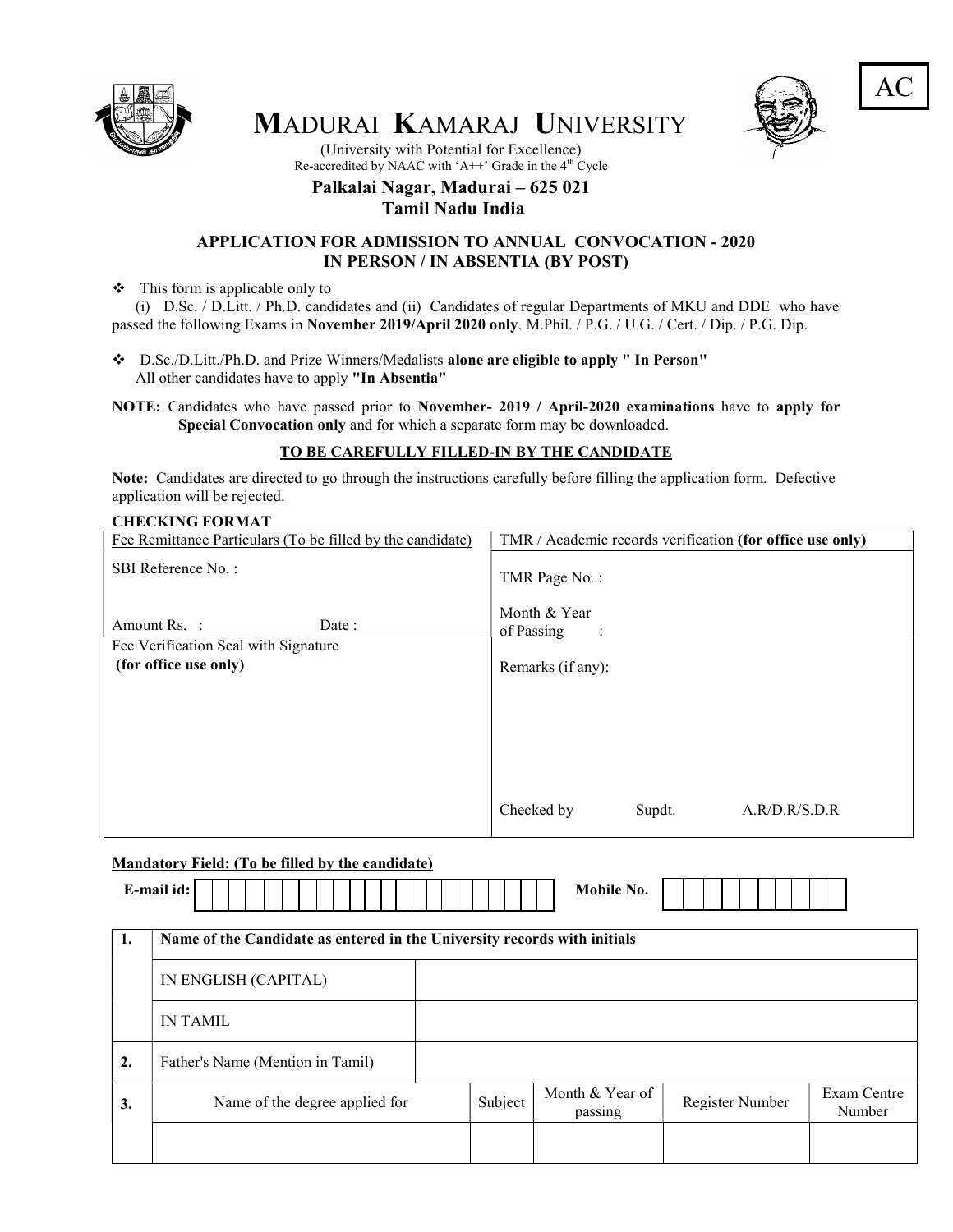AC

# MADURAI KAMARAJ UNIVERSITY

(University with Potential for Excellence)
Re-accredited by NAAC with 'A++' Grade in the 4th Cycle

**Palkalai Nagar, Madurai – 625 021**
**Tamil Nadu India**

## APPLICATION FOR ADMISSION TO ANNUAL CONVOCATION - 2020
## IN PERSON / IN ABSENTIA (BY POST)

- This form is applicable only to
  (i) D.Sc. / D.Litt. / Ph.D. candidates and (ii) Candidates of regular Departments of MKU and DDE who have passed the following Exams in **November 2019/April 2020 only**. M.Phil. / P.G. / U.G. / Cert. / Dip. / P.G. Dip.

- D.Sc./D.Litt./Ph.D. and Prize Winners/Medalists **alone are eligible to apply " In Person"**
  All other candidates have to apply **"In Absentia"**

**NOTE:** Candidates who have passed prior to **November- 2019 / April-2020 examinations** have to **apply for Special Convocation only** and for which a separate form may be downloaded.

**TO BE CAREFULLY FILLED-IN BY THE CANDIDATE**

**Note:** Candidates are directed to go through the instructions carefully before filling the application form. Defective application will be rejected.

**CHECKING FORMAT**

| Fee Remittance Particulars (To be filled by the candidate) | TMR / Academic records verification **(for office use only)** |
|---|---|
| SBI Reference No. :<br><br>Amount Rs. : Date : | TMR Page No. :<br><br>Month & Year of Passing : |
| Fee Verification Seal with Signature **(for office use only)** | Remarks (if any):<br><br>Checked by Supdt. A.R/D.R/S.D.R |

**Mandatory Field: (To be filled by the candidate)**

**E-mail id:** &nbsp;&nbsp;&nbsp;&nbsp;&nbsp;&nbsp;&nbsp;&nbsp;&nbsp;&nbsp;&nbsp;&nbsp;&nbsp;&nbsp;&nbsp;&nbsp;&nbsp;&nbsp;&nbsp;&nbsp; **Mobile No.**

| 1. | **Name of the Candidate as entered in the University records with initials** | | | | | |
|---|---|---|---|---|---|---|
| | IN ENGLISH (CAPITAL) | | | | | |
| | IN TAMIL | | | | | |
| **2.** | Father's Name (Mention in Tamil) | | | | | |
| **3.** | Name of the degree applied for | | Subject | Month & Year of passing | Register Number | Exam Centre Number |
| | | | | | | |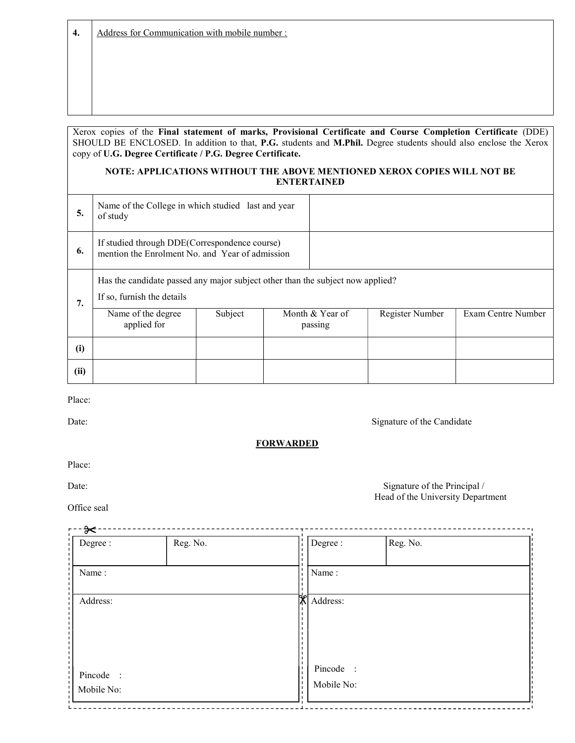| 4. | <u>Address for Communication with mobile number :</u> |
|---|---|
| | |

Xerox copies of the **Final statement of marks, Provisional Certificate and Course Completion Certificate** (DDE) SHOULD BE ENCLOSED. In addition to that, **P.G.** students and **M.Phil.** Degree students should also enclose the Xerox copy of **U.G. Degree Certificate / P.G. Degree Certificate.**

**NOTE: APPLICATIONS WITHOUT THE ABOVE MENTIONED XEROX COPIES WILL NOT BE ENTERTAINED**

| 5. | Name of the College in which studied last and year of study | |
|---|---|---|
| 6. | If studied through DDE(Correspondence course) mention the Enrolment No. and Year of admission | |

**7.** Has the candidate passed any major subject other than the subject now applied?

If so, furnish the details

| | Name of the degree applied for | Subject | Month & Year of passing | Register Number | Exam Centre Number |
|---|---|---|---|---|---|
| **(i)** | | | | | |
| **(ii)** | | | | | |

Place:

Date: Signature of the Candidate

**<u>FORWARDED</u>**

Place:

Date: Signature of the Principal / Head of the University Department

Office seal

| Degree : | Reg. No. |
|---|---|
| Name : | |
| Address: | |
| Pincode : | |
| Mobile No: | |

| Degree : | Reg. No. |
|---|---|
| Name : | |
| Address: | |
| Pincode : | |
| Mobile No: | |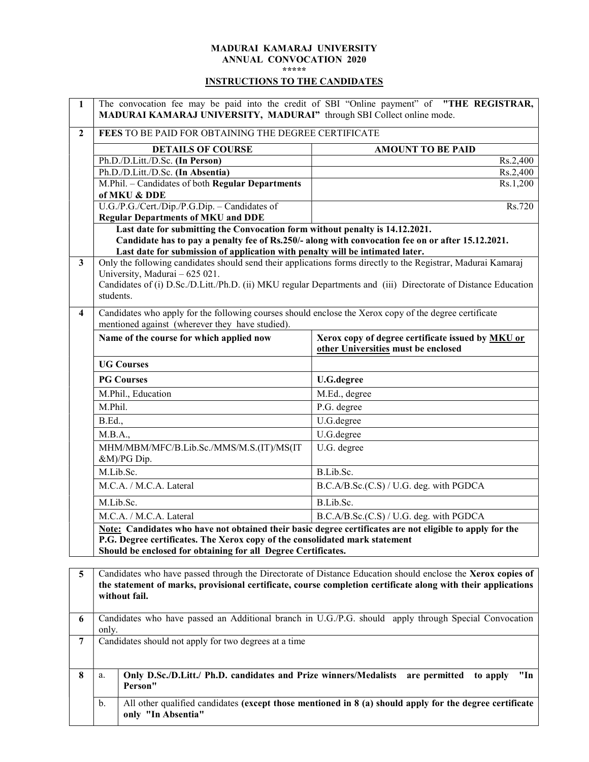**MADURAI KAMARAJ UNIVERSITY**
**ANNUAL CONVOCATION 2020**
**\*\*\*\*\***

## INSTRUCTIONS TO THE CANDIDATES

**1.** The convocation fee may be paid into the credit of SBI "Online payment" of **"THE REGISTRAR, MADURAI KAMARAJ UNIVERSITY, MADURAI"** through SBI Collect online mode.

**2.** **FEES** TO BE PAID FOR OBTAINING THE DEGREE CERTIFICATE

| DETAILS OF COURSE | AMOUNT TO BE PAID |
|---|---|
| Ph.D./D.Litt./D.Sc. **(In Person)** | Rs.2,400 |
| Ph.D./D.Litt./D.Sc. **(In Absentia)** | Rs.2,400 |
| M.Phil. – Candidates of both **Regular Departments of MKU & DDE** | Rs.1,200 |
| U.G./P.G./Cert./Dip./P.G.Dip. – Candidates of **Regular Departments of MKU and DDE** | Rs.720 |

**Last date for submitting the Convocation form without penalty is 14.12.2021.**
**Candidate has to pay a penalty fee of Rs.250/- along with convocation fee on or after 15.12.2021.**
**Last date for submission of application with penalty will be intimated later.**

**3.** Only the following candidates should send their applications forms directly to the Registrar, Madurai Kamaraj University, Madurai – 625 021.
Candidates of (i) D.Sc./D.Litt./Ph.D. (ii) MKU regular Departments and (iii) Directorate of Distance Education students.

**4.** Candidates who apply for the following courses should enclose the Xerox copy of the degree certificate mentioned against (wherever they have studied).

| Name of the course for which applied now | Xerox copy of degree certificate issued by MKU or other Universities must be enclosed |
|---|---|
| **UG Courses** | |
| **PG Courses** | **U.G.degree** |
| M.Phil., Education | M.Ed., degree |
| M.Phil. | P.G. degree |
| B.Ed., | U.G.degree |
| M.B.A., | U.G.degree |
| MHM/MBM/MFC/B.Lib.Sc./MMS/M.S.(IT)/MS(IT &M)/PG Dip. | U.G. degree |
| M.Lib.Sc. | B.Lib.Sc. |
| M.C.A. / M.C.A. Lateral | B.C.A/B.Sc.(C.S) / U.G. deg. with PGDCA |
| M.Lib.Sc. | B.Lib.Sc. |
| M.C.A. / M.C.A. Lateral | B.C.A/B.Sc.(C.S) / U.G. deg. with PGDCA |

**Note: Candidates who have not obtained their basic degree certificates are not eligible to apply for the P.G. Degree certificates. The Xerox copy of the consolidated mark statement Should be enclosed for obtaining for all Degree Certificates.**

**5.** Candidates who have passed through the Directorate of Distance Education should enclose the **Xerox copies of the statement of marks, provisional certificate, course completion certificate along with their applications without fail.**

**6.** Candidates who have passed an Additional branch in U.G./P.G. should apply through Special Convocation only.

**7.** Candidates should not apply for two degrees at a time

**8.**
- a. **Only D.Sc./D.Litt./ Ph.D. candidates and Prize winners/Medalists are permitted to apply "In Person"**
- b. All other qualified candidates **(except those mentioned in 8 (a) should apply for the degree certificate only "In Absentia"**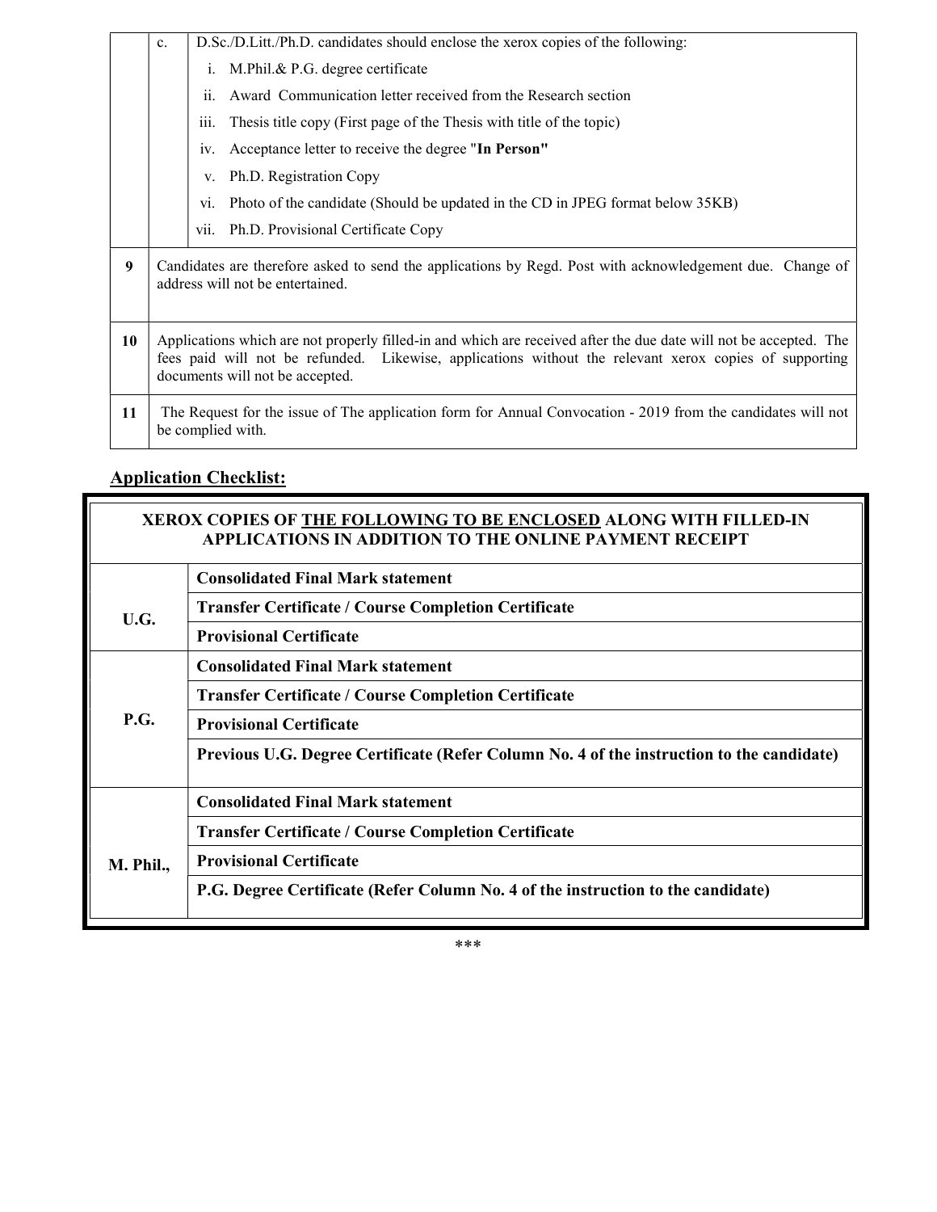| | | |
|---|---|---|
| | c. | D.Sc./D.Litt./Ph.D. candidates should enclose the xerox copies of the following:<br>i. M.Phil.& P.G. degree certificate<br>ii. Award Communication letter received from the Research section<br>iii. Thesis title copy (First page of the Thesis with title of the topic)<br>iv. Acceptance letter to receive the degree "**In Person"**<br>v. Ph.D. Registration Copy<br>vi. Photo of the candidate (Should be updated in the CD in JPEG format below 35KB)<br>vii. Ph.D. Provisional Certificate Copy |
| **9** | Candidates are therefore asked to send the applications by Regd. Post with acknowledgement due. Change of address will not be entertained. | |
| **10** | Applications which are not properly filled-in and which are received after the due date will not be accepted. The fees paid will not be refunded. Likewise, applications without the relevant xerox copies of supporting documents will not be accepted. | |
| **11** | The Request for the issue of The application form for Annual Convocation - 2019 from the candidates will not be complied with. | |

## Application Checklist:

| **XEROX COPIES OF THE FOLLOWING TO BE ENCLOSED ALONG WITH FILLED-IN APPLICATIONS IN ADDITION TO THE ONLINE PAYMENT RECEIPT** | |
|---|---|
| **U.G.** | **Consolidated Final Mark statement** |
| | **Transfer Certificate / Course Completion Certificate** |
| | **Provisional Certificate** |
| **P.G.** | **Consolidated Final Mark statement** |
| | **Transfer Certificate / Course Completion Certificate** |
| | **Provisional Certificate** |
| | **Previous U.G. Degree Certificate (Refer Column No. 4 of the instruction to the candidate)** |
| **M. Phil.,** | **Consolidated Final Mark statement** |
| | **Transfer Certificate / Course Completion Certificate** |
| | **Provisional Certificate** |
| | **P.G. Degree Certificate (Refer Column No. 4 of the instruction to the candidate)** |

***